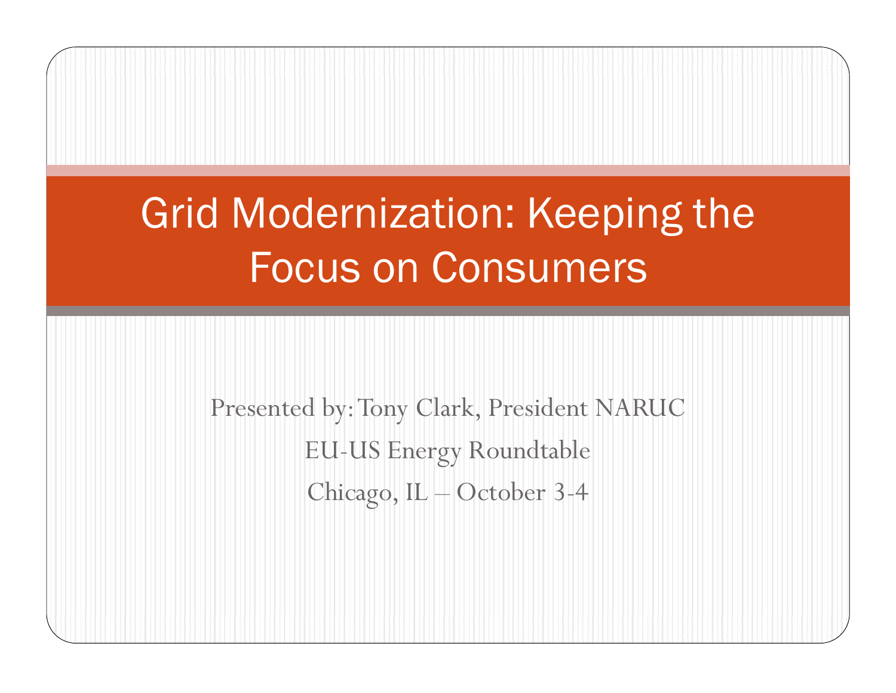# Grid Modernization: Keeping the Focus on Consumers

Presented by: Tony Clark, President NARUC

EU-US Energy Roundtable

Chicago, IL – October 3-4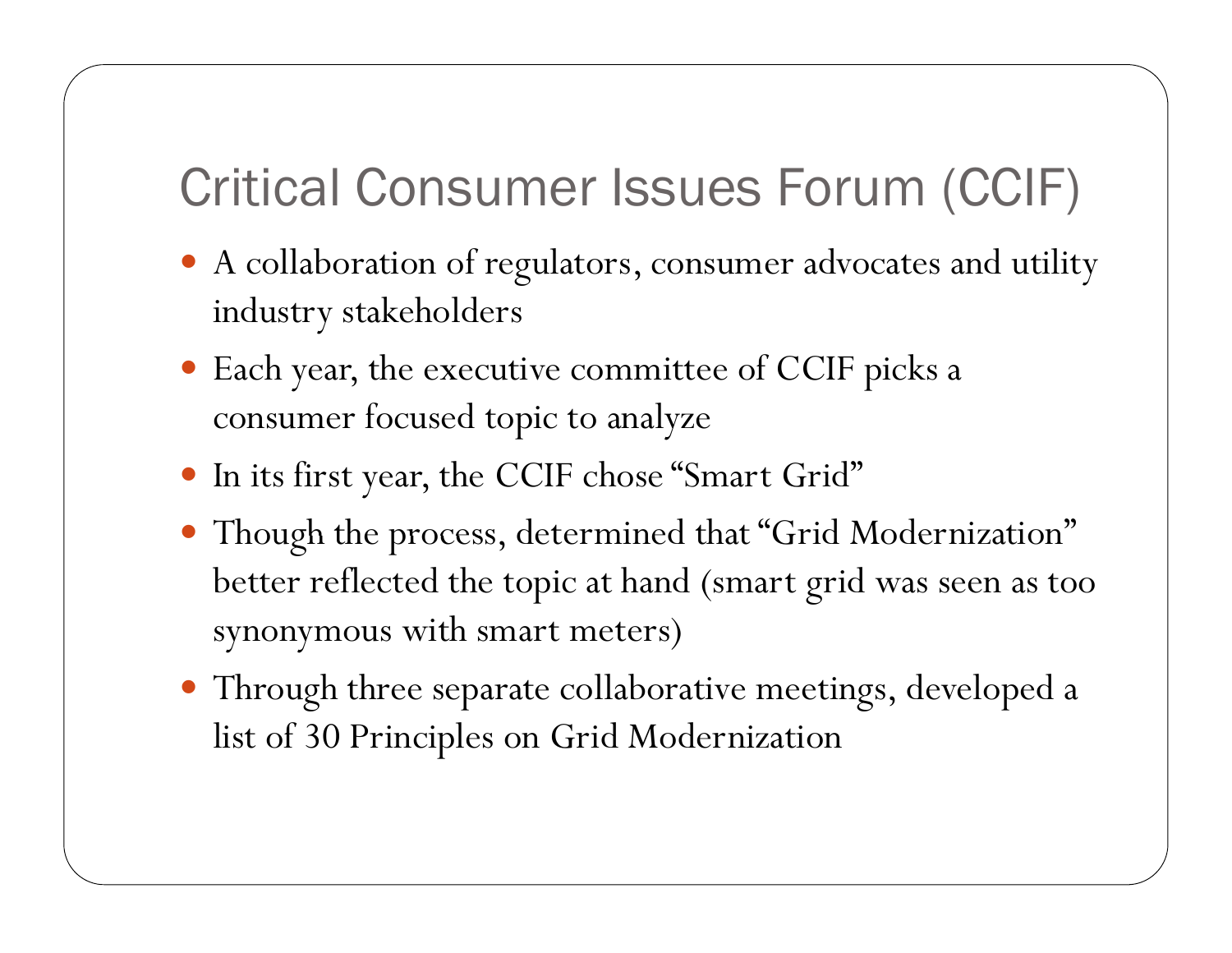# Critical Consumer Issues Forum (CCIF)

- A collaboration of regulators, consumer advocates and utility industry stakeholders
- Each year, the executive committee of CCIF picks a consumer focused topic to analyze
- In its first year, the CCIF chose "Smart Grid"
- Though the process, determined that "Grid Modernization" better reflected the topic at hand (smart grid was seen as too synonymous with smart meters)
- Through three separate collaborative meetings, developed a list of 30 Principles on Grid Modernization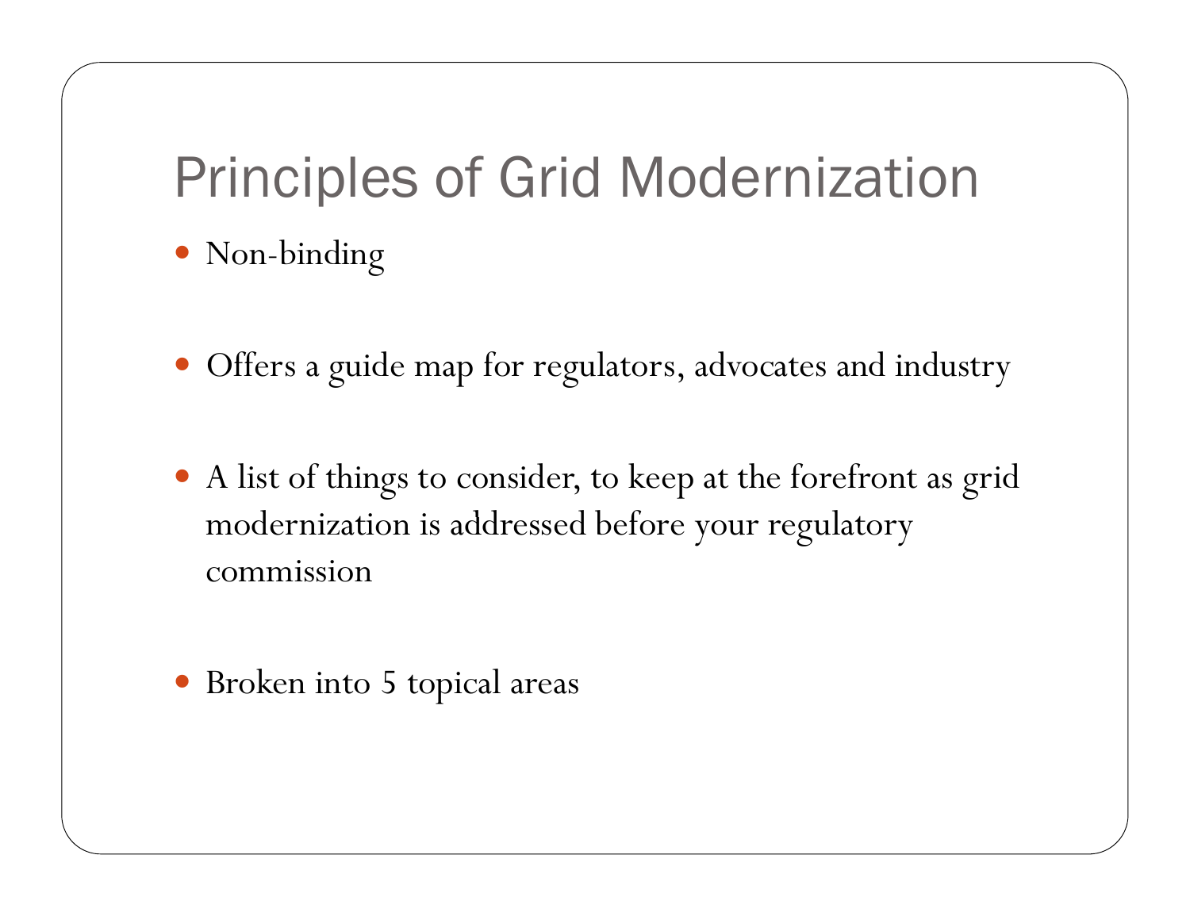# Principles of Grid Modernization

- Non-binding
- Offers a guide map for regulators, advocates and industry
- A list of things to consider, to keep at the forefront as grid modernization is addressed before your regulatory commission
- Broken into 5 topical areas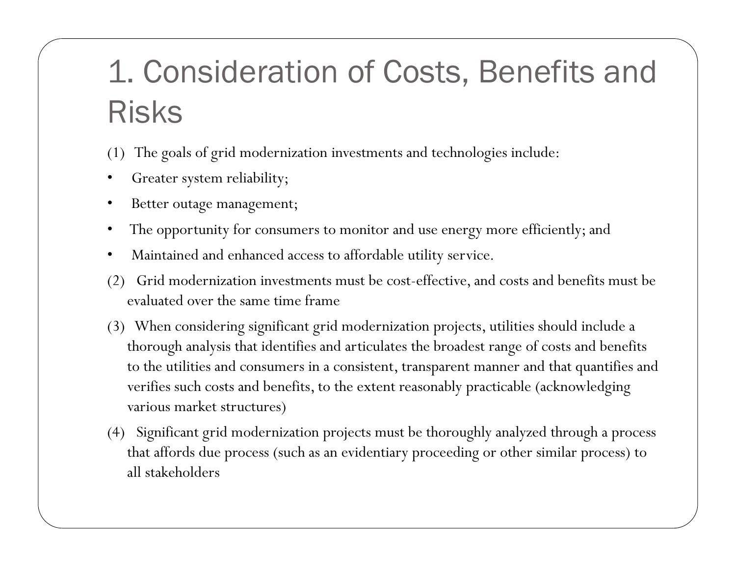# 1. Consideration of Costs, Benefits and Risks

(1) The goals of grid modernization investments and technologies include:

- Greater system reliability;
- Better outage management;
- The opportunity for consumers to monitor and use energy more efficiently; and
- Maintained and enhanced access to affordable utility service.

(2) Grid modernization investments must be cost-effective, and costs and benefits must be evaluated over the same time frame

(3) When considering significant grid modernization projects, utilities should include a thorough analysis that identifies and articulates the broadest range of costs and benefits to the utilities and consumers in a consistent, transparent manner and that quantifies and verifies such costs and benefits, to the extent reasonably practicable (acknowledging various market structures)

(4) Significant grid modernization projects must be thoroughly analyzed through a process that affords due process (such as an evidentiary proceeding or other similar process) to all stakeholders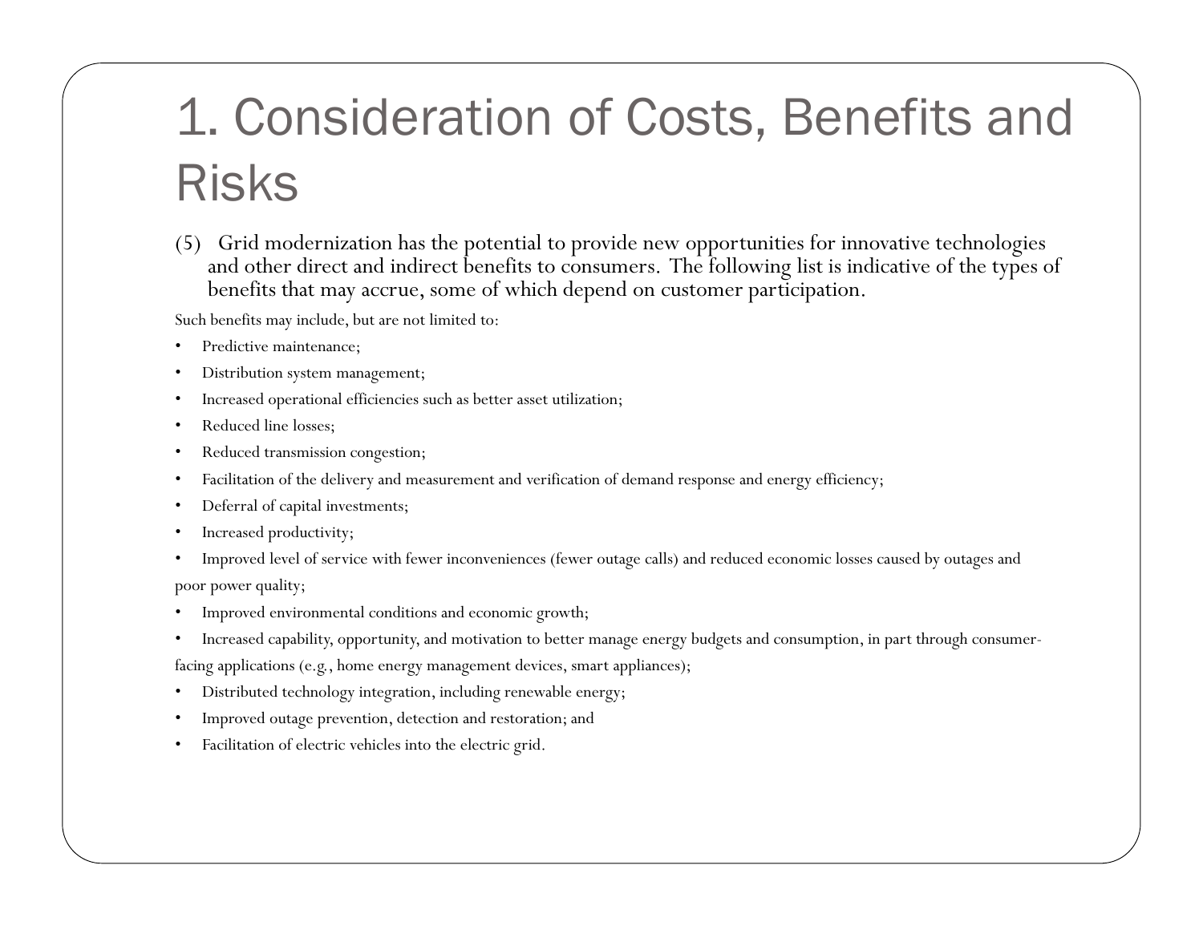# 1. Consideration of Costs, Benefits and Risks

(5) Grid modernization has the potential to provide new opportunities for innovative technologies and other direct and indirect benefits to consumers. The following list is indicative of the types of benefits that may accrue, some of which depend on customer participation.

Such benefits may include, but are not limited to:

- Predictive maintenance;
- Distribution system management;
- Increased operational efficiencies such as better asset utilization;
- Reduced line losses;
- Reduced transmission congestion;
- Facilitation of the delivery and measurement and verification of demand response and energy efficiency;
- Deferral of capital investments;
- Increased productivity;
- Improved level of service with fewer inconveniences (fewer outage calls) and reduced economic losses caused by outages and poor power quality;
- Improved environmental conditions and economic growth;
- Increased capability, opportunity, and motivation to better manage energy budgets and consumption, in part through consumer-facing applications (e.g., home energy management devices, smart appliances);
- Distributed technology integration, including renewable energy;
- Improved outage prevention, detection and restoration; and
- Facilitation of electric vehicles into the electric grid.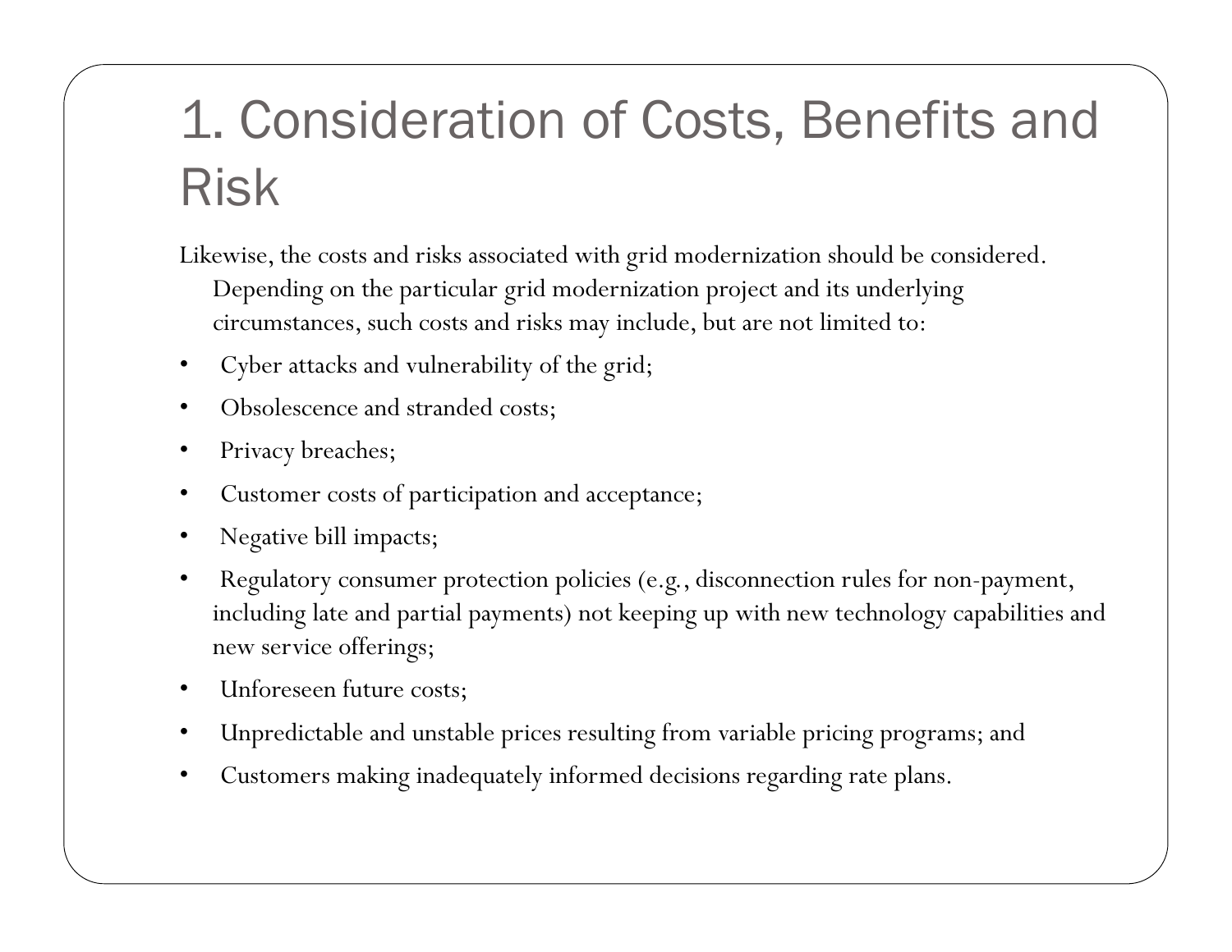# 1. Consideration of Costs, Benefits and Risk

Likewise, the costs and risks associated with grid modernization should be considered. Depending on the particular grid modernization project and its underlying circumstances, such costs and risks may include, but are not limited to:

- Cyber attacks and vulnerability of the grid;
- Obsolescence and stranded costs;
- Privacy breaches;
- Customer costs of participation and acceptance;
- Negative bill impacts;
- Regulatory consumer protection policies (e.g., disconnection rules for non-payment, including late and partial payments) not keeping up with new technology capabilities and new service offerings;
- Unforeseen future costs;
- Unpredictable and unstable prices resulting from variable pricing programs; and
- Customers making inadequately informed decisions regarding rate plans.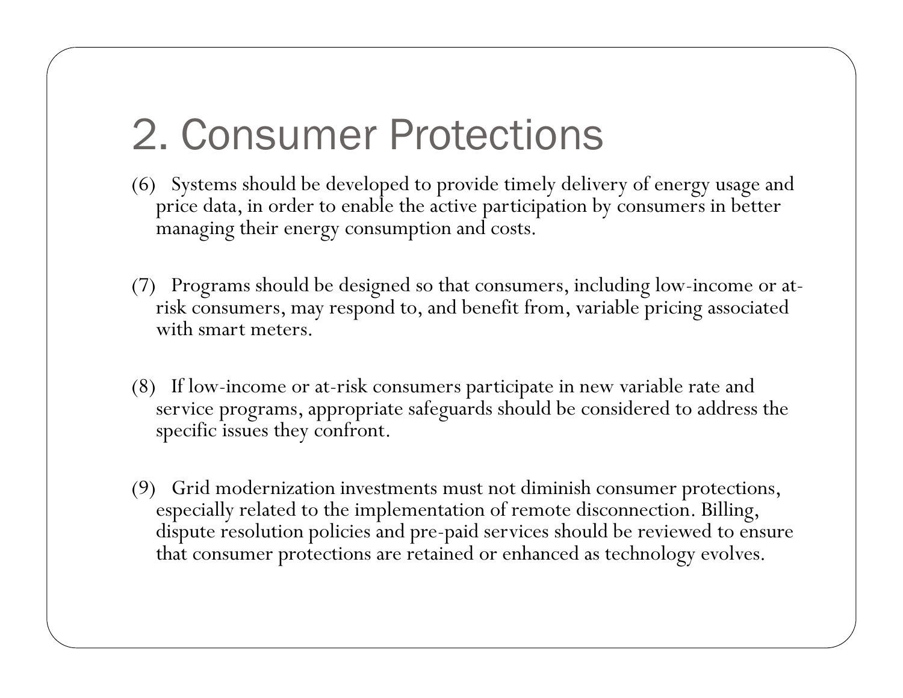# 2. Consumer Protections

(6) Systems should be developed to provide timely delivery of energy usage and price data, in order to enable the active participation by consumers in better managing their energy consumption and costs.

(7) Programs should be designed so that consumers, including low-income or at-risk consumers, may respond to, and benefit from, variable pricing associated with smart meters.

(8) If low-income or at-risk consumers participate in new variable rate and service programs, appropriate safeguards should be considered to address the specific issues they confront.

(9) Grid modernization investments must not diminish consumer protections, especially related to the implementation of remote disconnection. Billing, dispute resolution policies and pre-paid services should be reviewed to ensure that consumer protections are retained or enhanced as technology evolves.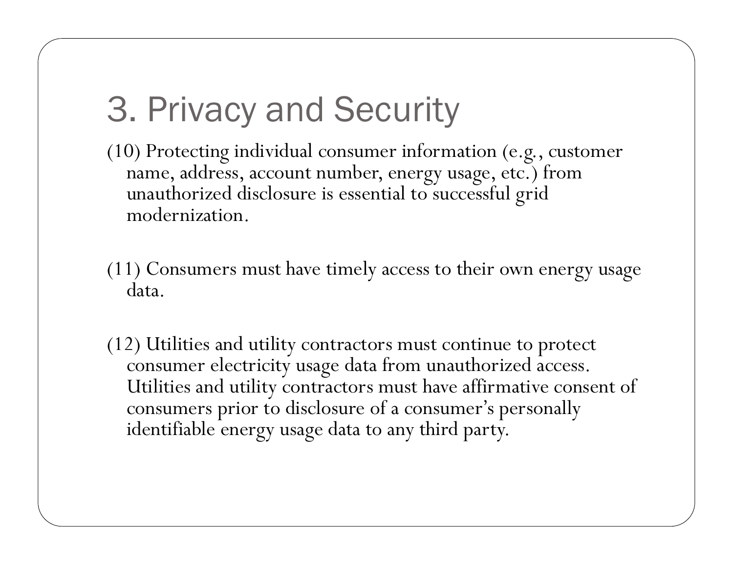# 3. Privacy and Security

(10) Protecting individual consumer information (e.g., customer name, address, account number, energy usage, etc.) from unauthorized disclosure is essential to successful grid modernization.

(11) Consumers must have timely access to their own energy usage data.

(12) Utilities and utility contractors must continue to protect consumer electricity usage data from unauthorized access. Utilities and utility contractors must have affirmative consent of consumers prior to disclosure of a consumer's personally identifiable energy usage data to any third party.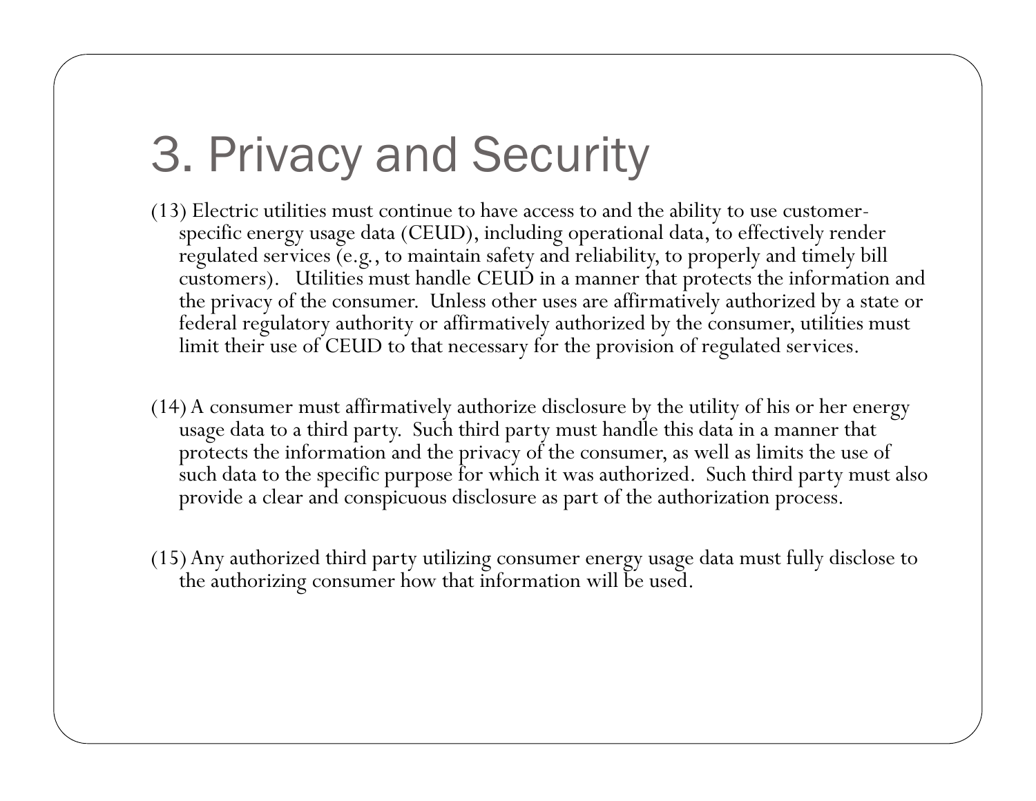# 3. Privacy and Security

(13) Electric utilities must continue to have access to and the ability to use customer-specific energy usage data (CEUD), including operational data, to effectively render regulated services (e.g., to maintain safety and reliability, to properly and timely bill customers). Utilities must handle CEUD in a manner that protects the information and the privacy of the consumer. Unless other uses are affirmatively authorized by a state or federal regulatory authority or affirmatively authorized by the consumer, utilities must limit their use of CEUD to that necessary for the provision of regulated services.

(14) A consumer must affirmatively authorize disclosure by the utility of his or her energy usage data to a third party. Such third party must handle this data in a manner that protects the information and the privacy of the consumer, as well as limits the use of such data to the specific purpose for which it was authorized. Such third party must also provide a clear and conspicuous disclosure as part of the authorization process.

(15) Any authorized third party utilizing consumer energy usage data must fully disclose to the authorizing consumer how that information will be used.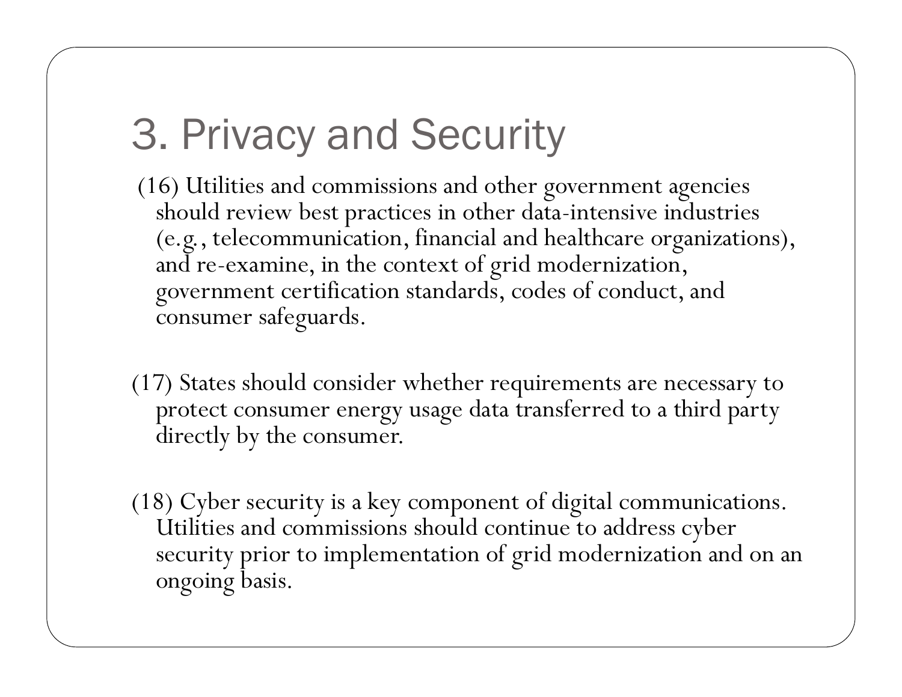# 3. Privacy and Security

(16) Utilities and commissions and other government agencies should review best practices in other data-intensive industries (e.g., telecommunication, financial and healthcare organizations), and re-examine, in the context of grid modernization, government certification standards, codes of conduct, and consumer safeguards.

(17) States should consider whether requirements are necessary to protect consumer energy usage data transferred to a third party directly by the consumer.

(18) Cyber security is a key component of digital communications. Utilities and commissions should continue to address cyber security prior to implementation of grid modernization and on an ongoing basis.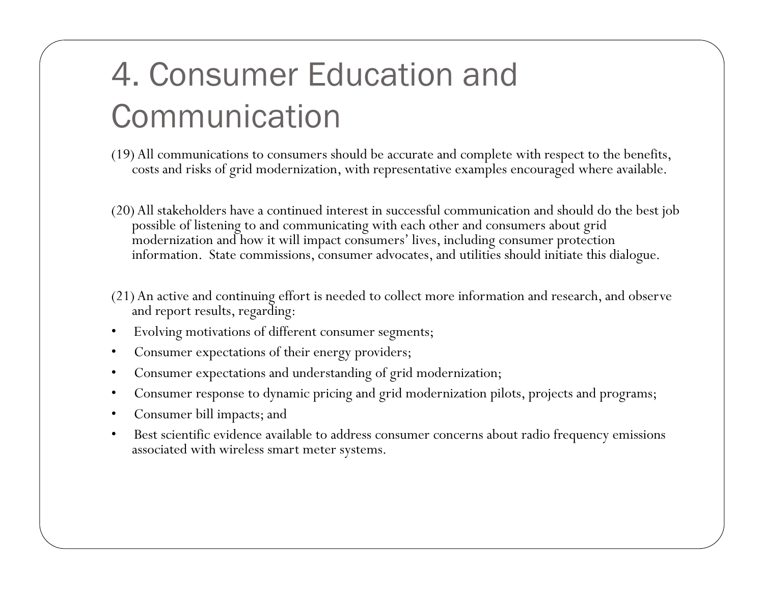# 4. Consumer Education and Communication

(19) All communications to consumers should be accurate and complete with respect to the benefits, costs and risks of grid modernization, with representative examples encouraged where available.

(20) All stakeholders have a continued interest in successful communication and should do the best job possible of listening to and communicating with each other and consumers about grid modernization and how it will impact consumers' lives, including consumer protection information. State commissions, consumer advocates, and utilities should initiate this dialogue.

(21) An active and continuing effort is needed to collect more information and research, and observe and report results, regarding:

- Evolving motivations of different consumer segments;
- Consumer expectations of their energy providers;
- Consumer expectations and understanding of grid modernization;
- Consumer response to dynamic pricing and grid modernization pilots, projects and programs;
- Consumer bill impacts; and
- Best scientific evidence available to address consumer concerns about radio frequency emissions associated with wireless smart meter systems.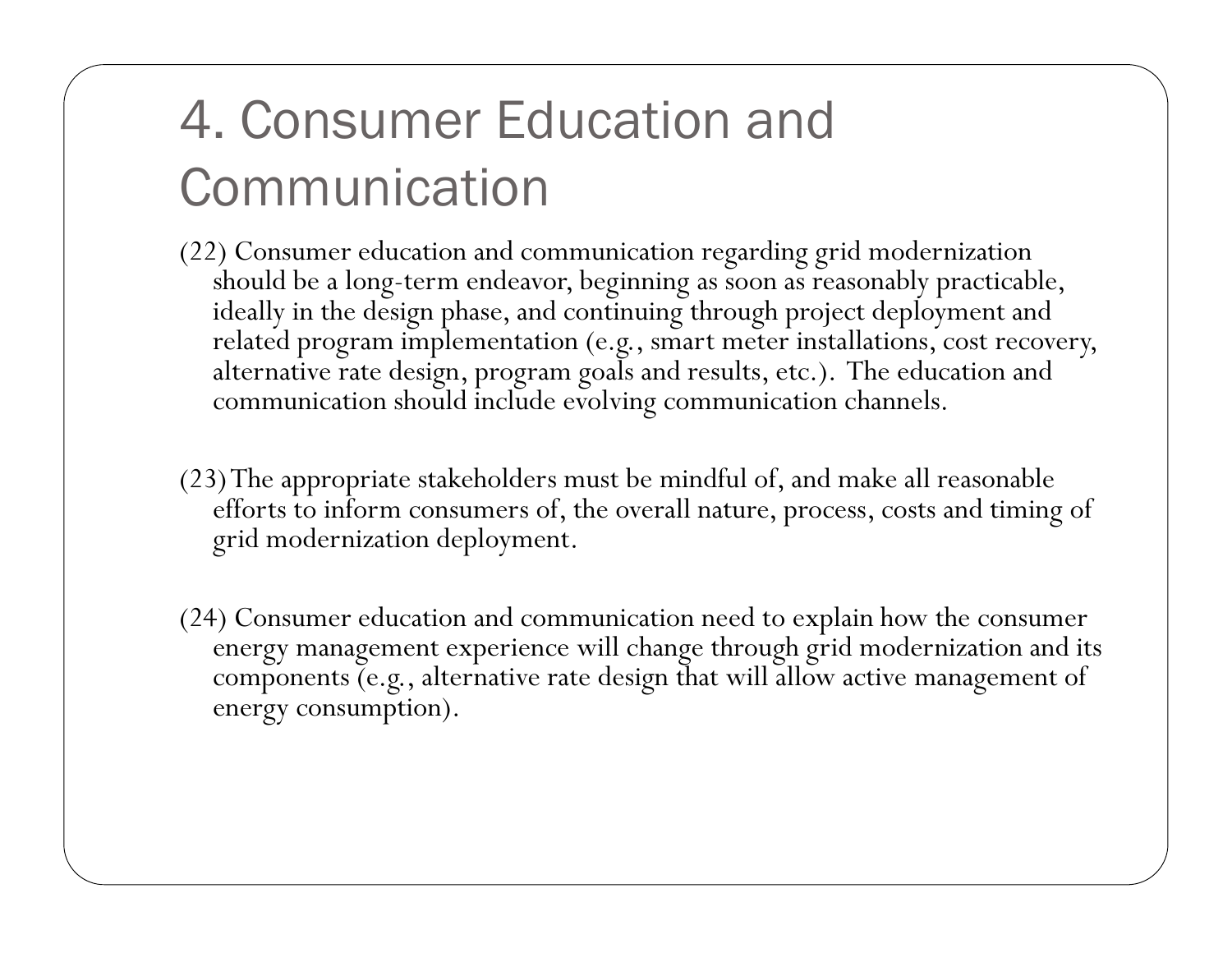# 4. Consumer Education and Communication

(22) Consumer education and communication regarding grid modernization should be a long-term endeavor, beginning as soon as reasonably practicable, ideally in the design phase, and continuing through project deployment and related program implementation (e.g., smart meter installations, cost recovery, alternative rate design, program goals and results, etc.). The education and communication should include evolving communication channels.

(23) The appropriate stakeholders must be mindful of, and make all reasonable efforts to inform consumers of, the overall nature, process, costs and timing of grid modernization deployment.

(24) Consumer education and communication need to explain how the consumer energy management experience will change through grid modernization and its components (e.g., alternative rate design that will allow active management of energy consumption).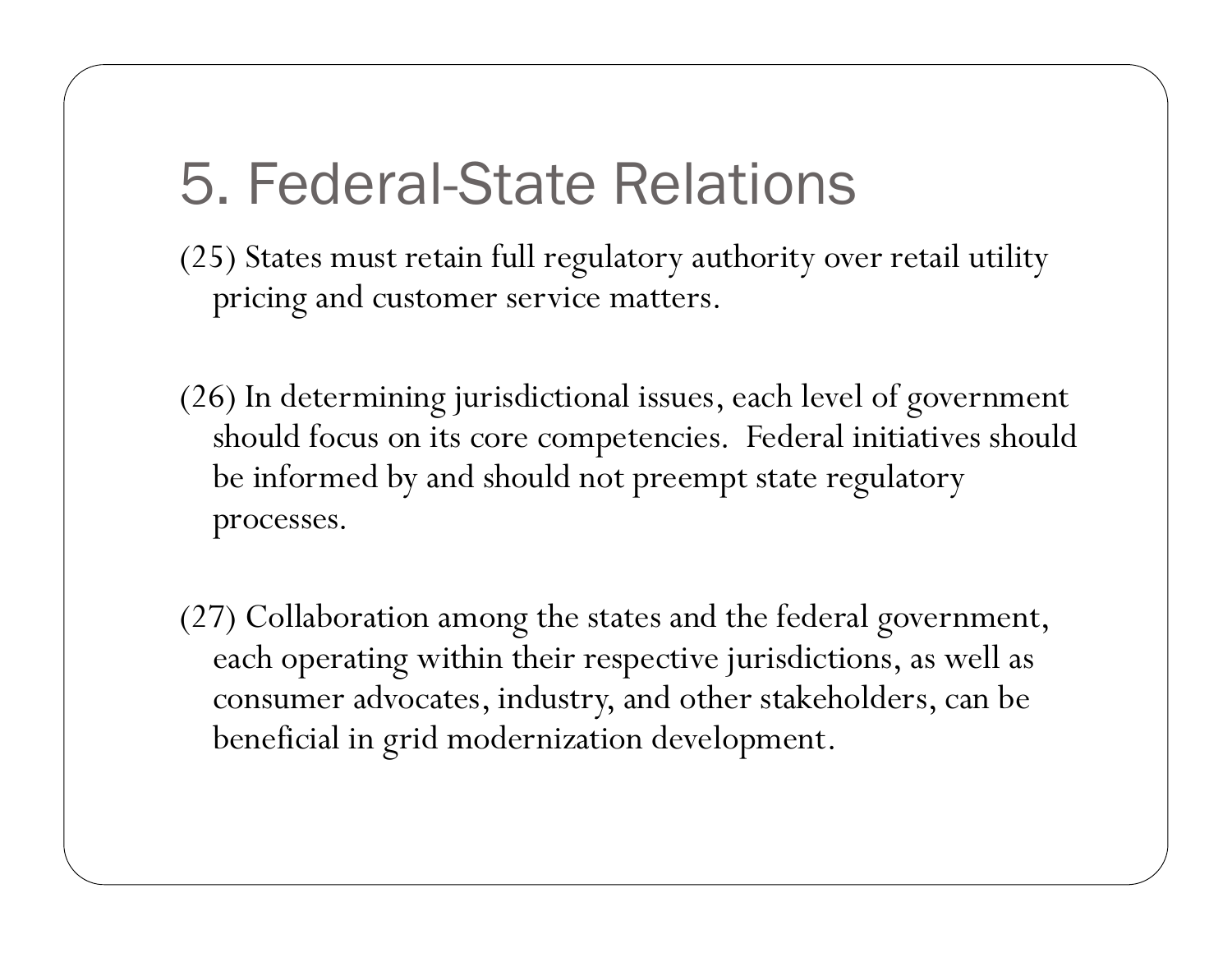# 5. Federal-State Relations

(25) States must retain full regulatory authority over retail utility pricing and customer service matters.

(26) In determining jurisdictional issues, each level of government should focus on its core competencies. Federal initiatives should be informed by and should not preempt state regulatory processes.

(27) Collaboration among the states and the federal government, each operating within their respective jurisdictions, as well as consumer advocates, industry, and other stakeholders, can be beneficial in grid modernization development.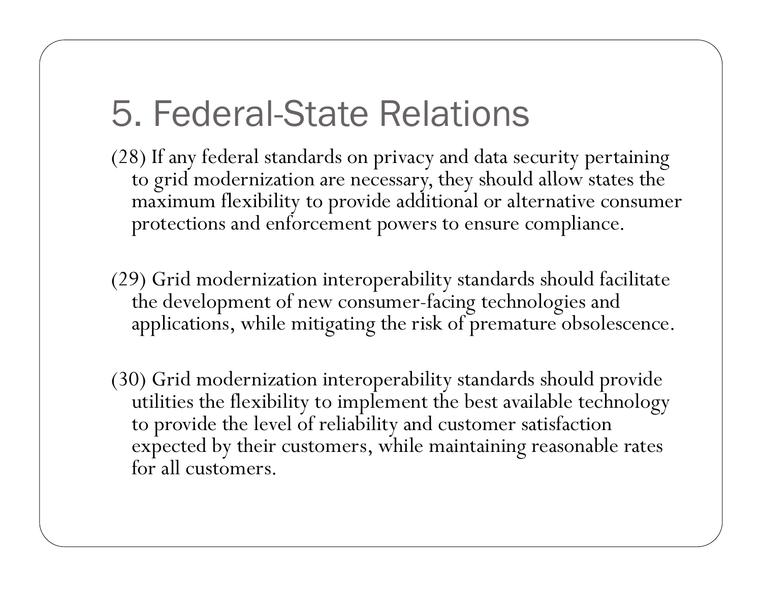# 5. Federal-State Relations

(28) If any federal standards on privacy and data security pertaining to grid modernization are necessary, they should allow states the maximum flexibility to provide additional or alternative consumer protections and enforcement powers to ensure compliance.

(29) Grid modernization interoperability standards should facilitate the development of new consumer-facing technologies and applications, while mitigating the risk of premature obsolescence.

(30) Grid modernization interoperability standards should provide utilities the flexibility to implement the best available technology to provide the level of reliability and customer satisfaction expected by their customers, while maintaining reasonable rates for all customers.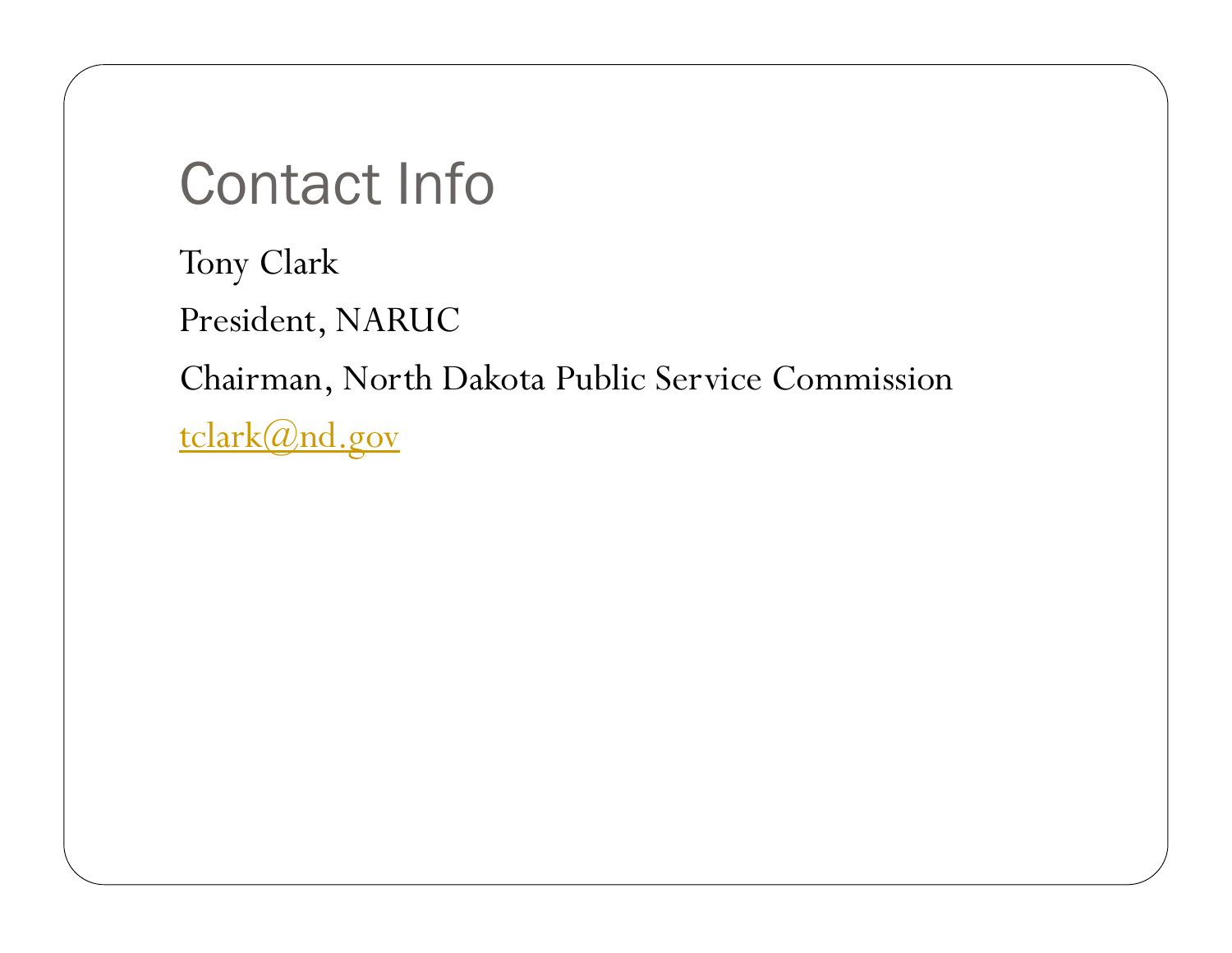# Contact Info

Tony Clark

President, NARUC

Chairman, North Dakota Public Service Commission

tclark@nd.gov